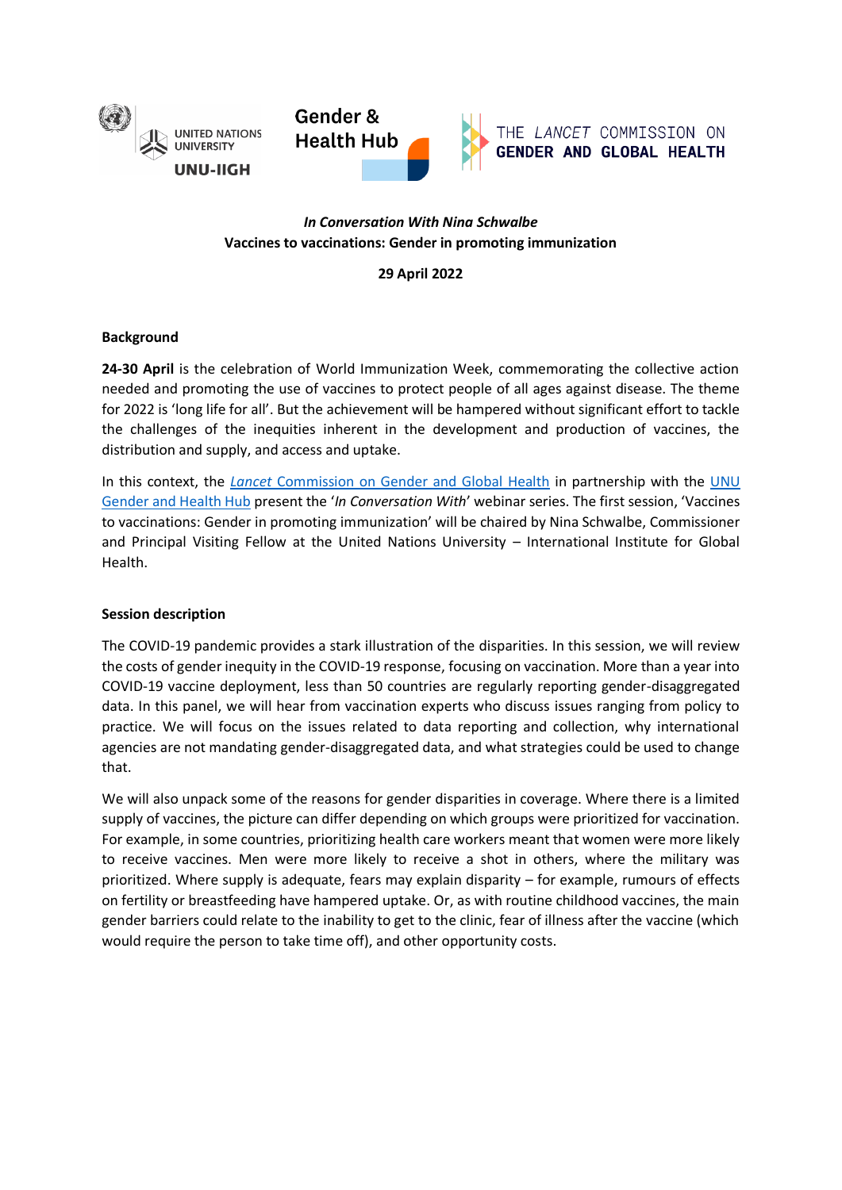UNITED NATIONS UNIVERSITY UNU-IIGH

Gender & Health Hub

THE *LANCET* COMMISSION ON GENDER AND GLOBAL HEALTH

***In Conversation With Nina Schwalbe***

**Vaccines to vaccinations: Gender in promoting immunization**

**29 April 2022**

**Background**

**24-30 April** is the celebration of World Immunization Week, commemorating the collective action needed and promoting the use of vaccines to protect people of all ages against disease. The theme for 2022 is 'long life for all'. But the achievement will be hampered without significant effort to tackle the challenges of the inequities inherent in the development and production of vaccines, the distribution and supply, and access and uptake.

In this context, the [*Lancet* Commission on Gender and Global Health] in partnership with the [UNU Gender and Health Hub] present the '*In Conversation With*' webinar series. The first session, 'Vaccines to vaccinations: Gender in promoting immunization' will be chaired by Nina Schwalbe, Commissioner and Principal Visiting Fellow at the United Nations University – International Institute for Global Health.

**Session description**

The COVID-19 pandemic provides a stark illustration of the disparities. In this session, we will review the costs of gender inequity in the COVID-19 response, focusing on vaccination. More than a year into COVID-19 vaccine deployment, less than 50 countries are regularly reporting gender-disaggregated data. In this panel, we will hear from vaccination experts who discuss issues ranging from policy to practice. We will focus on the issues related to data reporting and collection, why international agencies are not mandating gender-disaggregated data, and what strategies could be used to change that.

We will also unpack some of the reasons for gender disparities in coverage. Where there is a limited supply of vaccines, the picture can differ depending on which groups were prioritized for vaccination. For example, in some countries, prioritizing health care workers meant that women were more likely to receive vaccines. Men were more likely to receive a shot in others, where the military was prioritized. Where supply is adequate, fears may explain disparity – for example, rumours of effects on fertility or breastfeeding have hampered uptake. Or, as with routine childhood vaccines, the main gender barriers could relate to the inability to get to the clinic, fear of illness after the vaccine (which would require the person to take time off), and other opportunity costs.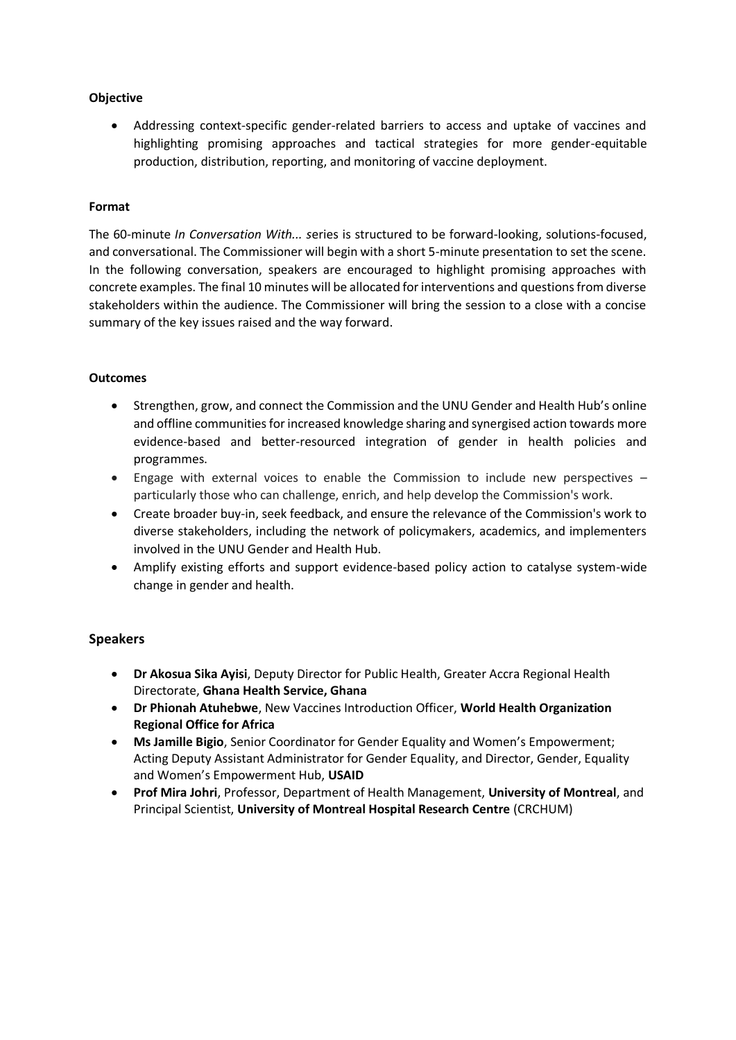**Objective**

- Addressing context-specific gender-related barriers to access and uptake of vaccines and highlighting promising approaches and tactical strategies for more gender-equitable production, distribution, reporting, and monitoring of vaccine deployment.

**Format**

The 60-minute *In Conversation With... s*eries is structured to be forward-looking, solutions-focused, and conversational. The Commissioner will begin with a short 5-minute presentation to set the scene. In the following conversation, speakers are encouraged to highlight promising approaches with concrete examples. The final 10 minutes will be allocated for interventions and questions from diverse stakeholders within the audience. The Commissioner will bring the session to a close with a concise summary of the key issues raised and the way forward.

**Outcomes**

- Strengthen, grow, and connect the Commission and the UNU Gender and Health Hub's online and offline communities for increased knowledge sharing and synergised action towards more evidence-based and better-resourced integration of gender in health policies and programmes.
- Engage with external voices to enable the Commission to include new perspectives – particularly those who can challenge, enrich, and help develop the Commission's work.
- Create broader buy-in, seek feedback, and ensure the relevance of the Commission's work to diverse stakeholders, including the network of policymakers, academics, and implementers involved in the UNU Gender and Health Hub.
- Amplify existing efforts and support evidence-based policy action to catalyse system-wide change in gender and health.

## Speakers

- **Dr Akosua Sika Ayisi**, Deputy Director for Public Health, Greater Accra Regional Health Directorate, **Ghana Health Service, Ghana**
- **Dr Phionah Atuhebwe**, New Vaccines Introduction Officer, **World Health Organization Regional Office for Africa**
- **Ms Jamille Bigio**, Senior Coordinator for Gender Equality and Women's Empowerment; Acting Deputy Assistant Administrator for Gender Equality, and Director, Gender, Equality and Women's Empowerment Hub, **USAID**
- **Prof Mira Johri**, Professor, Department of Health Management, **University of Montreal**, and Principal Scientist, **University of Montreal Hospital Research Centre** (CRCHUM)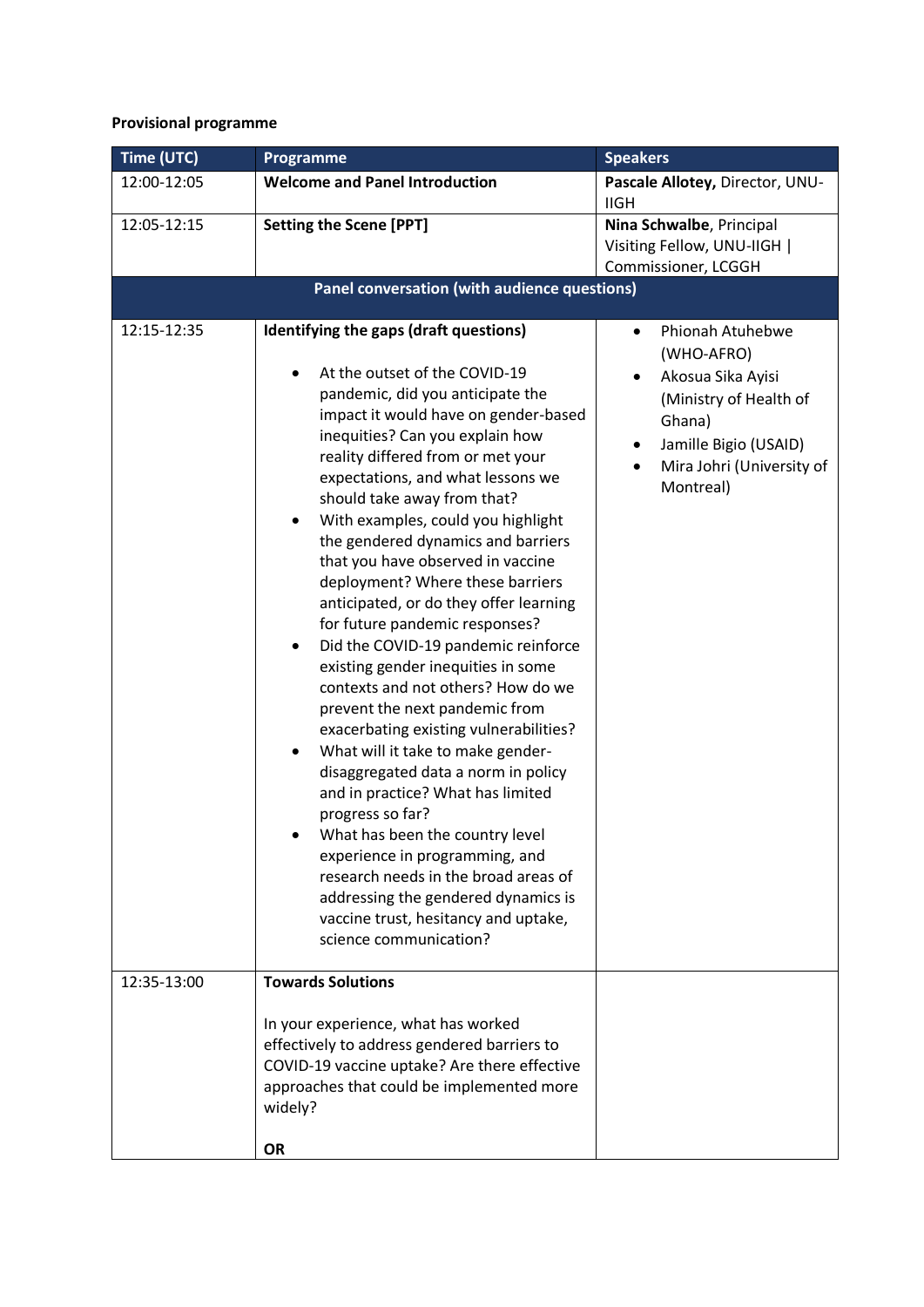**Provisional programme**

| Time (UTC) | Programme | Speakers |
|---|---|---|
| 12:00-12:05 | **Welcome and Panel Introduction** | **Pascale Allotey,** Director, UNU-IIGH |
| 12:05-12:15 | **Setting the Scene [PPT]** | **Nina Schwalbe**, Principal Visiting Fellow, UNU-IIGH \| Commissioner, LCGGH |
| **Panel conversation (with audience questions)** | | |
| 12:15-12:35 | **Identifying the gaps (draft questions)**<br><br>• At the outset of the COVID-19 pandemic, did you anticipate the impact it would have on gender-based inequities? Can you explain how reality differed from or met your expectations, and what lessons we should take away from that?<br>• With examples, could you highlight the gendered dynamics and barriers that you have observed in vaccine deployment? Where these barriers anticipated, or do they offer learning for future pandemic responses?<br>• Did the COVID-19 pandemic reinforce existing gender inequities in some contexts and not others? How do we prevent the next pandemic from exacerbating existing vulnerabilities?<br>• What will it take to make gender-disaggregated data a norm in policy and in practice? What has limited progress so far?<br>• What has been the country level experience in programming, and research needs in the broad areas of addressing the gendered dynamics is vaccine trust, hesitancy and uptake, science communication? | • Phionah Atuhebwe (WHO-AFRO)<br>• Akosua Sika Ayisi (Ministry of Health of Ghana)<br>• Jamille Bigio (USAID)<br>• Mira Johri (University of Montreal) |
| 12:35-13:00 | **Towards Solutions**<br><br>In your experience, what has worked effectively to address gendered barriers to COVID-19 vaccine uptake? Are there effective approaches that could be implemented more widely?<br><br>**OR** | |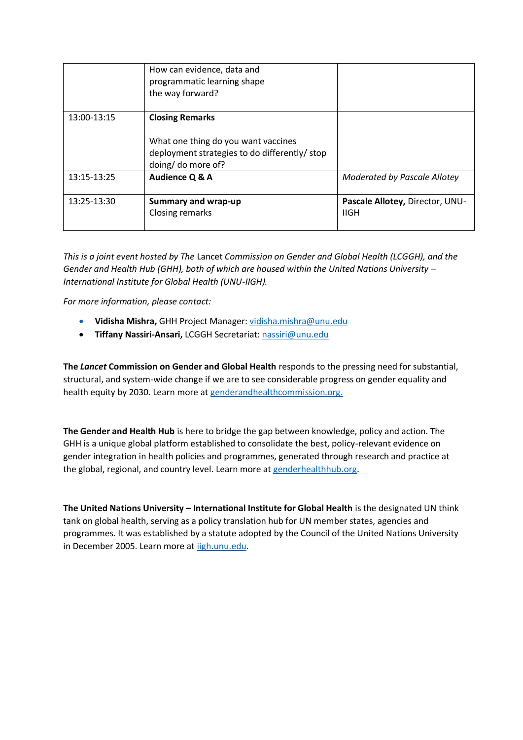| | | |
|---|---|---|
| | How can evidence, data and programmatic learning shape the way forward? | |
| 13:00-13:15 | **Closing Remarks**<br><br>What one thing do you want vaccines deployment strategies to do differently/ stop doing/ do more of? | |
| 13:15-13:25 | **Audience Q & A** | *Moderated by Pascale Allotey* |
| 13:25-13:30 | **Summary and wrap-up**<br>Closing remarks | **Pascale Allotey,** Director, UNU-IIGH |

*This is a joint event hosted by The* Lancet *Commission on Gender and Global Health (LCGGH), and the Gender and Health Hub (GHH), both of which are housed within the United Nations University – International Institute for Global Health (UNU-IIGH).*

*For more information, please contact:*

- **Vidisha Mishra,** GHH Project Manager: vidisha.mishra@unu.edu
- **Tiffany Nassiri-Ansari,** LCGGH Secretariat: nassiri@unu.edu

**The *Lancet* Commission on Gender and Global Health** responds to the pressing need for substantial, structural, and system-wide change if we are to see considerable progress on gender equality and health equity by 2030. Learn more at genderandhealthcommission.org.

**The Gender and Health Hub** is here to bridge the gap between knowledge, policy and action. The GHH is a unique global platform established to consolidate the best, policy-relevant evidence on gender integration in health policies and programmes, generated through research and practice at the global, regional, and country level. Learn more at genderhealthhub.org.

**The United Nations University – International Institute for Global Health** is the designated UN think tank on global health, serving as a policy translation hub for UN member states, agencies and programmes. It was established by a statute adopted by the Council of the United Nations University in December 2005. Learn more at iigh.unu.edu.